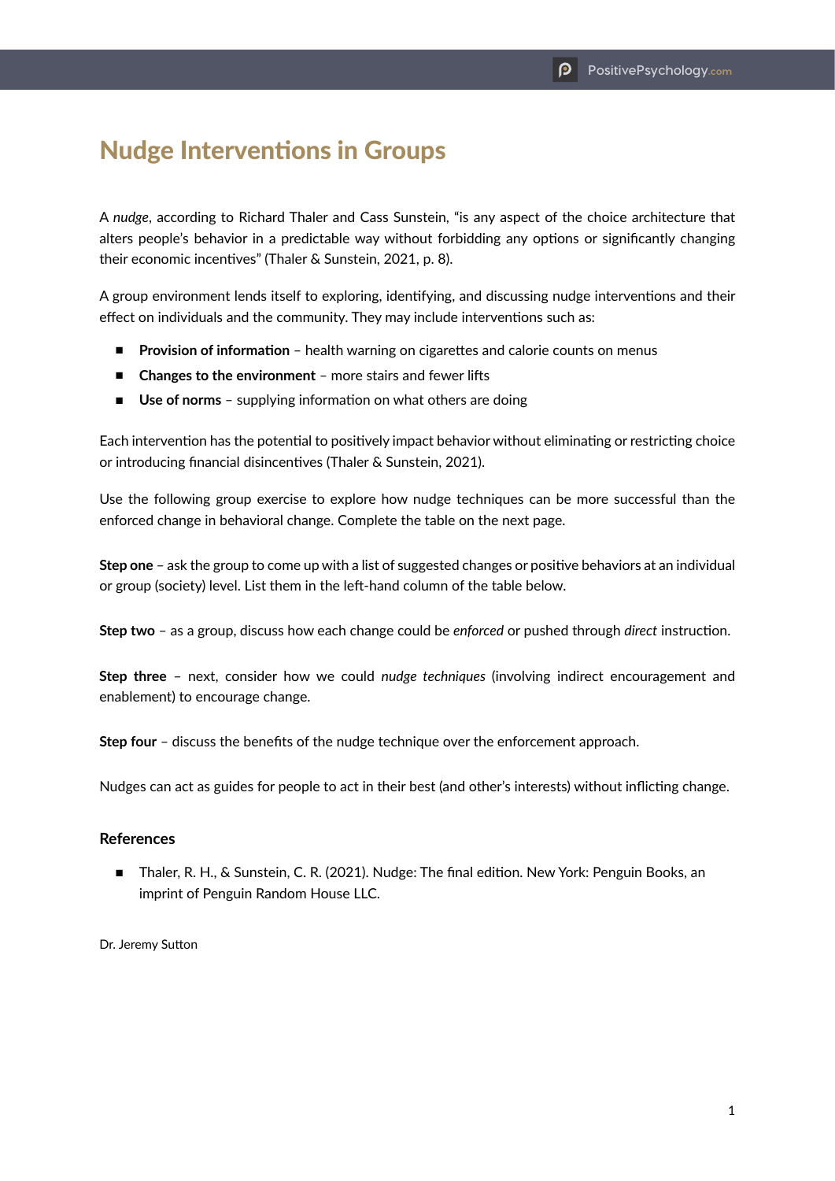# Nudge Interventions in Groups

A *nudge*, according to Richard Thaler and Cass Sunstein, "is any aspect of the choice architecture that alters people's behavior in a predictable way without forbidding any options or significantly changing their economic incentives" (Thaler & Sunstein, 2021, p. 8).

A group environment lends itself to exploring, identifying, and discussing nudge interventions and their effect on individuals and the community. They may include interventions such as:

- **Provision of information** – health warning on cigarettes and calorie counts on menus
- **Changes to the environment** – more stairs and fewer lifts
- **Use of norms** – supplying information on what others are doing

Each intervention has the potential to positively impact behavior without eliminating or restricting choice or introducing financial disincentives (Thaler & Sunstein, 2021).

Use the following group exercise to explore how nudge techniques can be more successful than the enforced change in behavioral change. Complete the table on the next page.

**Step one** – ask the group to come up with a list of suggested changes or positive behaviors at an individual or group (society) level. List them in the left-hand column of the table below.

**Step two** – as a group, discuss how each change could be *enforced* or pushed through *direct* instruction.

**Step three** – next, consider how we could *nudge techniques* (involving indirect encouragement and enablement) to encourage change.

**Step four** – discuss the benefits of the nudge technique over the enforcement approach.

Nudges can act as guides for people to act in their best (and other's interests) without inflicting change.

### References

- Thaler, R. H., & Sunstein, C. R. (2021). Nudge: The final edition. New York: Penguin Books, an imprint of Penguin Random House LLC.

Dr. Jeremy Sutton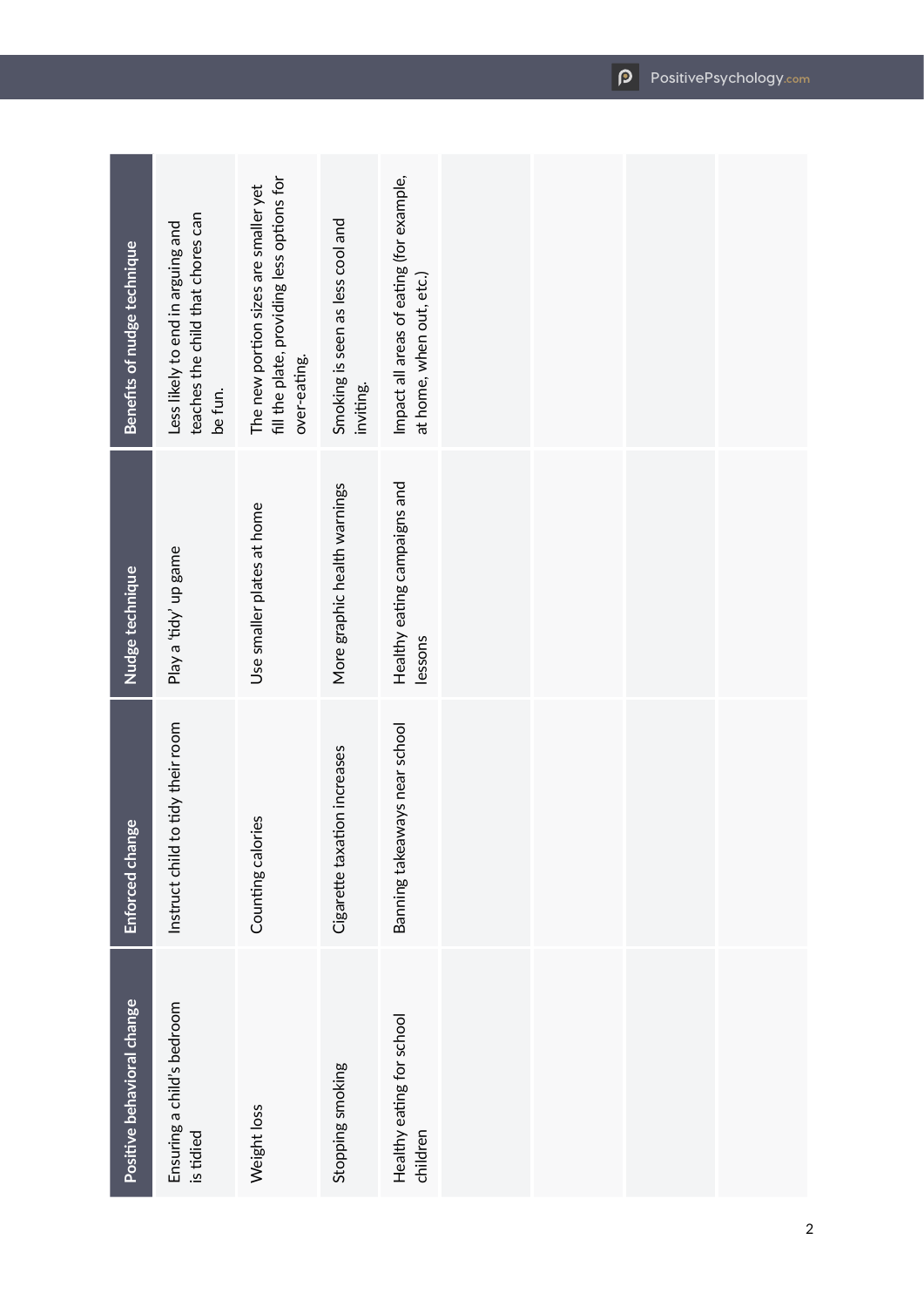| Positive behavioral change | Enforced change | Nudge technique | Benefits of nudge technique |
|---|---|---|---|
| Ensuring a child's bedroom is tidied | Instruct child to tidy their room | Play a 'tidy' up game | Less likely to end in arguing and teaches the child that chores can be fun. |
| Weight loss | Counting calories | Use smaller plates at home | The new portion sizes are smaller yet fill the plate, providing less options for over-eating. |
| Stopping smoking | Cigarette taxation increases | More graphic health warnings | Smoking is seen as less cool and inviting. |
| Healthy eating for school children | Banning takeaways near school | Healthy eating campaigns and lessons | Impact all areas of eating (for example, at home, when out, etc.) |
| | | | |
| | | | |
| | | | |
| | | | |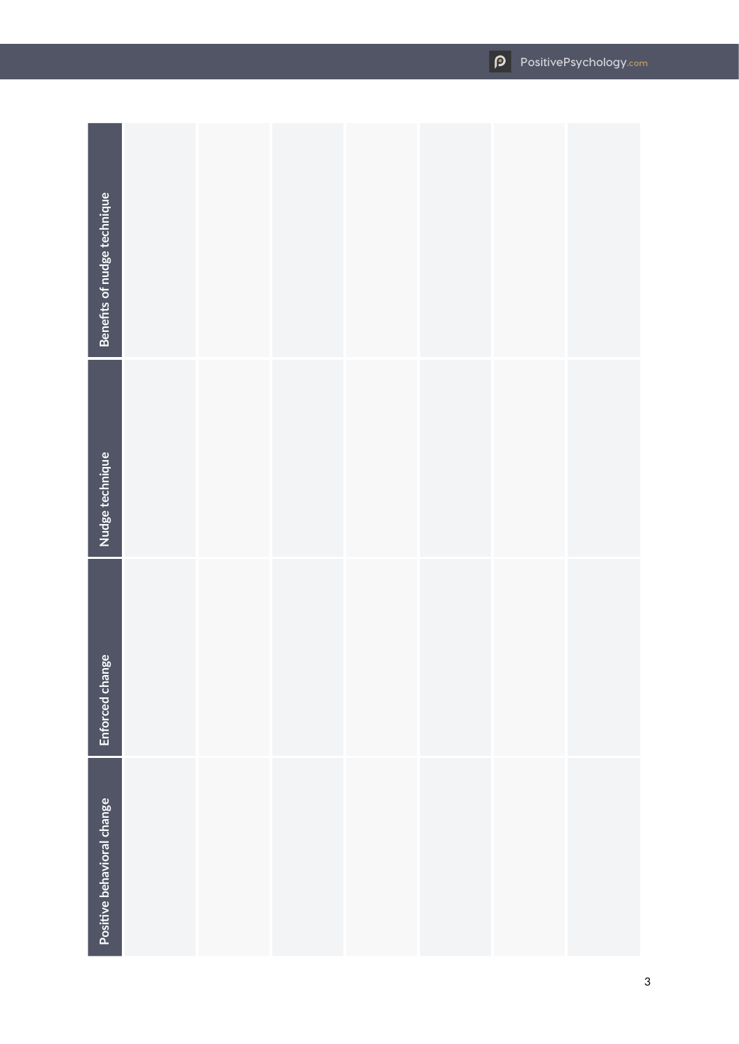| Positive behavioral change | Enforced change | Nudge technique | Benefits of nudge technique |
| --- | --- | --- | --- |
| | | | |
| | | | |
| | | | |
| | | | |
| | | | |
| | | | |
| | | | |